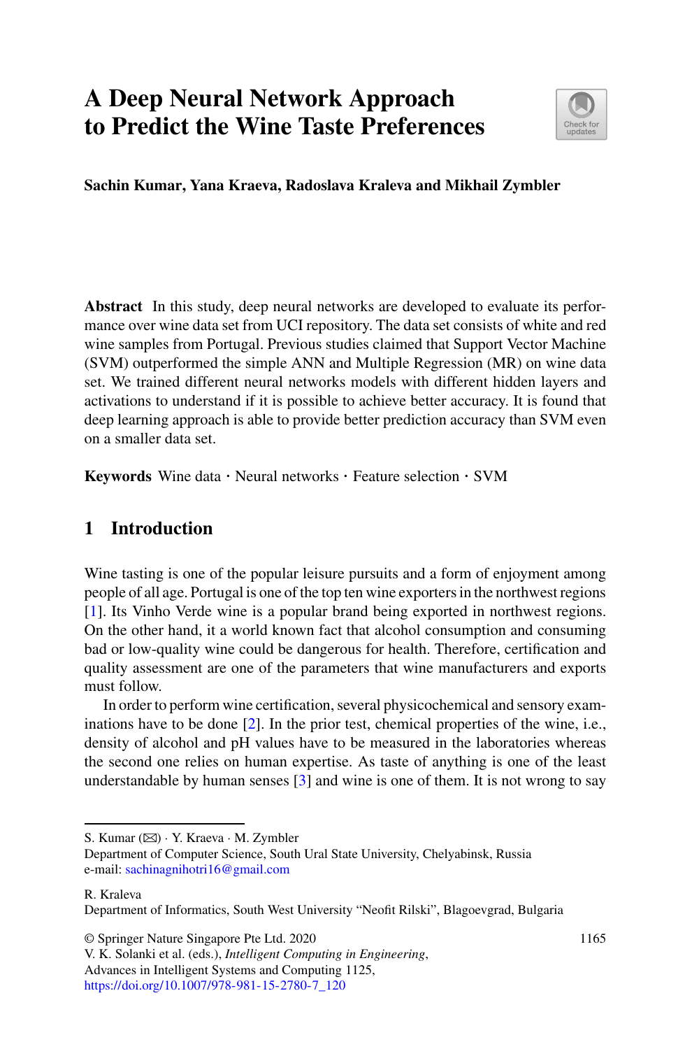# A Deep Neural Network Approach to Predict the Wine Taste Preferences

**Sachin Kumar, Yana Kraeva, Radoslava Kraleva and Mikhail Zymbler**

**Abstract** In this study, deep neural networks are developed to evaluate its performance over wine data set from UCI repository. The data set consists of white and red wine samples from Portugal. Previous studies claimed that Support Vector Machine (SVM) outperformed the simple ANN and Multiple Regression (MR) on wine data set. We trained different neural networks models with different hidden layers and activations to understand if it is possible to achieve better accuracy. It is found that deep learning approach is able to provide better prediction accuracy than SVM even on a smaller data set.

**Keywords** Wine data · Neural networks · Feature selection · SVM

## 1 Introduction

Wine tasting is one of the popular leisure pursuits and a form of enjoyment among people of all age. Portugal is one of the top ten wine exporters in the northwest regions [1]. Its Vinho Verde wine is a popular brand being exported in northwest regions. On the other hand, it a world known fact that alcohol consumption and consuming bad or low-quality wine could be dangerous for health. Therefore, certification and quality assessment are one of the parameters that wine manufacturers and exports must follow.

In order to perform wine certification, several physicochemical and sensory examinations have to be done [2]. In the prior test, chemical properties of the wine, i.e., density of alcohol and pH values have to be measured in the laboratories whereas the second one relies on human expertise. As taste of anything is one of the least understandable by human senses [3] and wine is one of them. It is not wrong to say

---

S. Kumar (✉) · Y. Kraeva · M. Zymbler
Department of Computer Science, South Ural State University, Chelyabinsk, Russia
e-mail: sachinagnihotri16@gmail.com

R. Kraleva
Department of Informatics, South West University "Neofit Rilski", Blagoevgrad, Bulgaria

© Springer Nature Singapore Pte Ltd. 2020
V. K. Solanki et al. (eds.), *Intelligent Computing in Engineering*,
Advances in Intelligent Systems and Computing 1125,
https://doi.org/10.1007/978-981-15-2780-7_120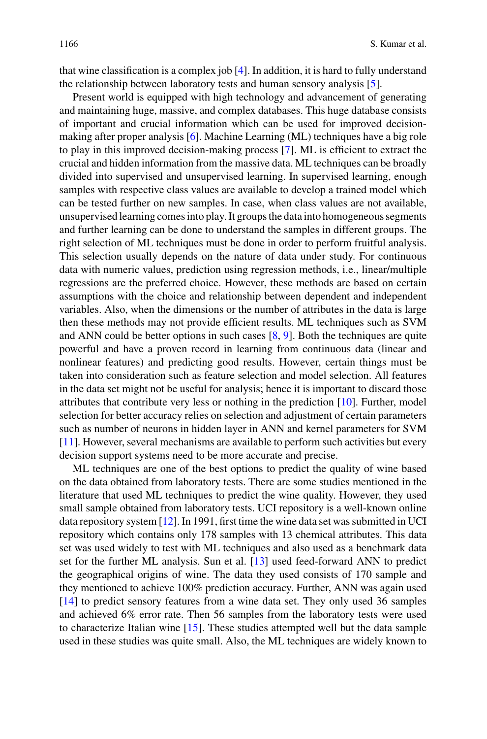that wine classification is a complex job [4]. In addition, it is hard to fully understand the relationship between laboratory tests and human sensory analysis [5].

Present world is equipped with high technology and advancement of generating and maintaining huge, massive, and complex databases. This huge database consists of important and crucial information which can be used for improved decision-making after proper analysis [6]. Machine Learning (ML) techniques have a big role to play in this improved decision-making process [7]. ML is efficient to extract the crucial and hidden information from the massive data. ML techniques can be broadly divided into supervised and unsupervised learning. In supervised learning, enough samples with respective class values are available to develop a trained model which can be tested further on new samples. In case, when class values are not available, unsupervised learning comes into play. It groups the data into homogeneous segments and further learning can be done to understand the samples in different groups. The right selection of ML techniques must be done in order to perform fruitful analysis. This selection usually depends on the nature of data under study. For continuous data with numeric values, prediction using regression methods, i.e., linear/multiple regressions are the preferred choice. However, these methods are based on certain assumptions with the choice and relationship between dependent and independent variables. Also, when the dimensions or the number of attributes in the data is large then these methods may not provide efficient results. ML techniques such as SVM and ANN could be better options in such cases [8, 9]. Both the techniques are quite powerful and have a proven record in learning from continuous data (linear and nonlinear features) and predicting good results. However, certain things must be taken into consideration such as feature selection and model selection. All features in the data set might not be useful for analysis; hence it is important to discard those attributes that contribute very less or nothing in the prediction [10]. Further, model selection for better accuracy relies on selection and adjustment of certain parameters such as number of neurons in hidden layer in ANN and kernel parameters for SVM [11]. However, several mechanisms are available to perform such activities but every decision support systems need to be more accurate and precise.

ML techniques are one of the best options to predict the quality of wine based on the data obtained from laboratory tests. There are some studies mentioned in the literature that used ML techniques to predict the wine quality. However, they used small sample obtained from laboratory tests. UCI repository is a well-known online data repository system [12]. In 1991, first time the wine data set was submitted in UCI repository which contains only 178 samples with 13 chemical attributes. This data set was used widely to test with ML techniques and also used as a benchmark data set for the further ML analysis. Sun et al. [13] used feed-forward ANN to predict the geographical origins of wine. The data they used consists of 170 sample and they mentioned to achieve 100% prediction accuracy. Further, ANN was again used [14] to predict sensory features from a wine data set. They only used 36 samples and achieved 6% error rate. Then 56 samples from the laboratory tests were used to characterize Italian wine [15]. These studies attempted well but the data sample used in these studies was quite small. Also, the ML techniques are widely known to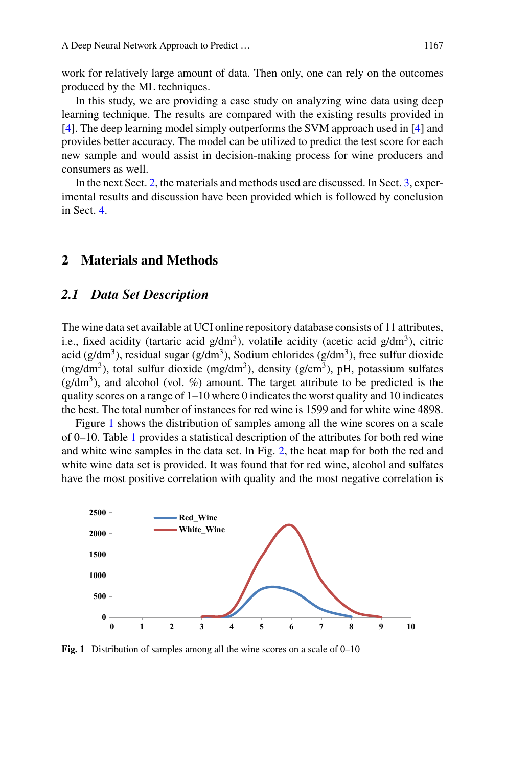work for relatively large amount of data. Then only, one can rely on the outcomes produced by the ML techniques.

In this study, we are providing a case study on analyzing wine data using deep learning technique. The results are compared with the existing results provided in [4]. The deep learning model simply outperforms the SVM approach used in [4] and provides better accuracy. The model can be utilized to predict the test score for each new sample and would assist in decision-making process for wine producers and consumers as well.

In the next Sect. 2, the materials and methods used are discussed. In Sect. 3, experimental results and discussion have been provided which is followed by conclusion in Sect. 4.

## 2 Materials and Methods

### *2.1 Data Set Description*

The wine data set available at UCI online repository database consists of 11 attributes, i.e., fixed acidity (tartaric acid g/dm$^3$), volatile acidity (acetic acid g/dm$^3$), citric acid (g/dm$^3$), residual sugar (g/dm$^3$), Sodium chlorides (g/dm$^3$), free sulfur dioxide (mg/dm$^3$), total sulfur dioxide (mg/dm$^3$), density (g/cm$^3$), pH, potassium sulfates (g/dm$^3$), and alcohol (vol. %) amount. The target attribute to be predicted is the quality scores on a range of 1–10 where 0 indicates the worst quality and 10 indicates the best. The total number of instances for red wine is 1599 and for white wine 4898.

Figure 1 shows the distribution of samples among all the wine scores on a scale of 0–10. Table 1 provides a statistical description of the attributes for both red wine and white wine samples in the data set. In Fig. 2, the heat map for both the red and white wine data set is provided. It was found that for red wine, alcohol and sulfates have the most positive correlation with quality and the most negative correlation is

**Fig. 1** Distribution of samples among all the wine scores on a scale of 0–10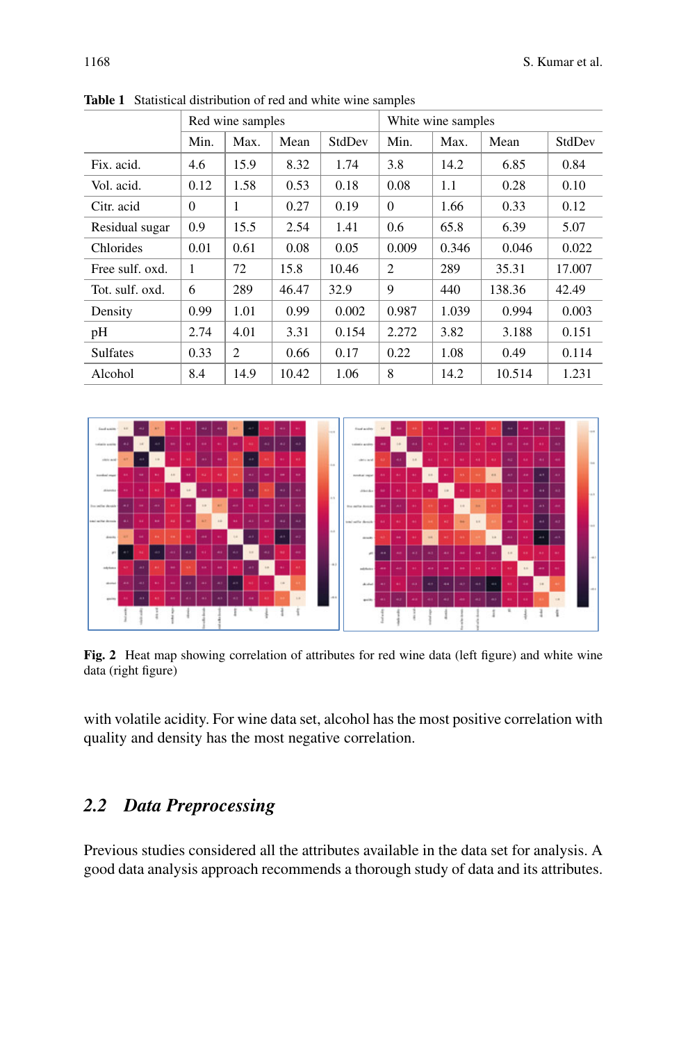**Table 1** Statistical distribution of red and white wine samples

| | Red wine samples | | | | White wine samples | | | |
|---|---|---|---|---|---|---|---|---|
| | Min. | Max. | Mean | StdDev | Min. | Max. | Mean | StdDev |
| Fix. acid. | 4.6 | 15.9 | 8.32 | 1.74 | 3.8 | 14.2 | 6.85 | 0.84 |
| Vol. acid. | 0.12 | 1.58 | 0.53 | 0.18 | 0.08 | 1.1 | 0.28 | 0.10 |
| Citr. acid | 0 | 1 | 0.27 | 0.19 | 0 | 1.66 | 0.33 | 0.12 |
| Residual sugar | 0.9 | 15.5 | 2.54 | 1.41 | 0.6 | 65.8 | 6.39 | 5.07 |
| Chlorides | 0.01 | 0.61 | 0.08 | 0.05 | 0.009 | 0.346 | 0.046 | 0.022 |
| Free sulf. oxd. | 1 | 72 | 15.8 | 10.46 | 2 | 289 | 35.31 | 17.007 |
| Tot. sulf. oxd. | 6 | 289 | 46.47 | 32.9 | 9 | 440 | 138.36 | 42.49 |
| Density | 0.99 | 1.01 | 0.99 | 0.002 | 0.987 | 1.039 | 0.994 | 0.003 |
| pH | 2.74 | 4.01 | 3.31 | 0.154 | 2.272 | 3.82 | 3.188 | 0.151 |
| Sulfates | 0.33 | 2 | 0.66 | 0.17 | 0.22 | 1.08 | 0.49 | 0.114 |
| Alcohol | 8.4 | 14.9 | 10.42 | 1.06 | 8 | 14.2 | 10.514 | 1.231 |

**Fig. 2** Heat map showing correlation of attributes for red wine data (left figure) and white wine data (right figure)

with volatile acidity. For wine data set, alcohol has the most positive correlation with quality and density has the most negative correlation.

## 2.2 *Data Preprocessing*

Previous studies considered all the attributes available in the data set for analysis. A good data analysis approach recommends a thorough study of data and its attributes.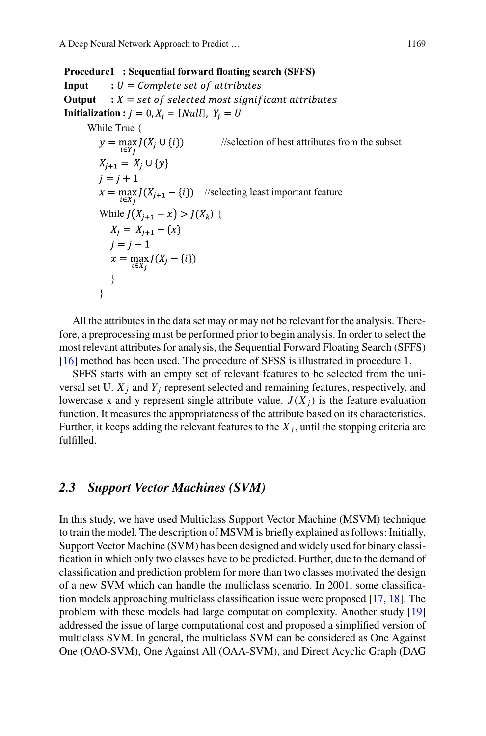**Procedure1 : Sequential forward floating search (SFFS)**

**Input** : $U = Complete\ set\ of\ attributes$

**Output** : $X = set\ of\ selected\ most\ significant\ attributes$

**Initialization :** $j = 0, X_j = [Null],\ Y_j = U$

```
While True {
    y = max_{i∈Y_j} J(X_j ∪ {i})        //selection of best attributes from the subset
    X_{j+1} = X_j ∪ {y}
    j = j + 1
    x = max_{i∈X_j} J(X_{j+1} − {i})    //selecting least important feature
    While J(X_{j+1} − x) > J(X_k) {
        X_j = X_{j+1} − {x}
        j = j − 1
        x = max_{i∈X_j} J(X_j − {i})
    }
}
```

All the attributes in the data set may or may not be relevant for the analysis. Therefore, a preprocessing must be performed prior to begin analysis. In order to select the most relevant attributes for analysis, the Sequential Forward Floating Search (SFFS) [16] method has been used. The procedure of SFSS is illustrated in procedure 1.

SFFS starts with an empty set of relevant features to be selected from the universal set U. $X_j$ and $Y_j$ represent selected and remaining features, respectively, and lowercase x and y represent single attribute value. $J(X_j)$ is the feature evaluation function. It measures the appropriateness of the attribute based on its characteristics. Further, it keeps adding the relevant features to the $X_j$, until the stopping criteria are fulfilled.

### *2.3 Support Vector Machines (SVM)*

In this study, we have used Multiclass Support Vector Machine (MSVM) technique to train the model. The description of MSVM is briefly explained as follows: Initially, Support Vector Machine (SVM) has been designed and widely used for binary classification in which only two classes have to be predicted. Further, due to the demand of classification and prediction problem for more than two classes motivated the design of a new SVM which can handle the multiclass scenario. In 2001, some classification models approaching multiclass classification issue were proposed [17, 18]. The problem with these models had large computation complexity. Another study [19] addressed the issue of large computational cost and proposed a simplified version of multiclass SVM. In general, the multiclass SVM can be considered as One Against One (OAO-SVM), One Against All (OAA-SVM), and Direct Acyclic Graph (DAG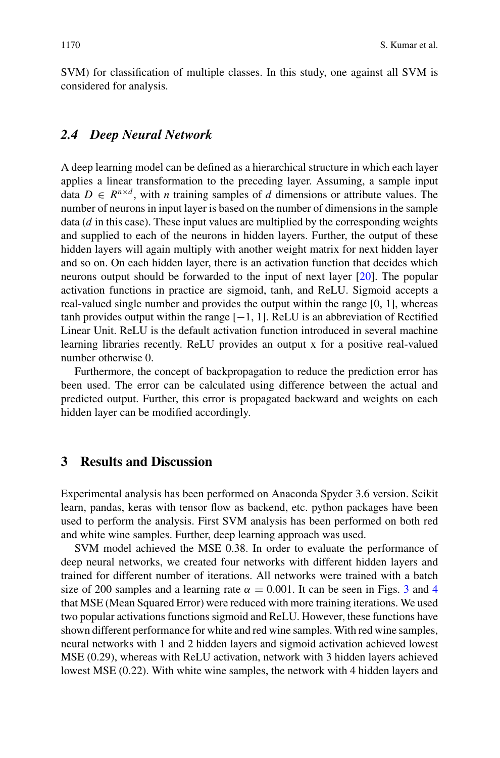SVM) for classification of multiple classes. In this study, one against all SVM is considered for analysis.

### 2.4 Deep Neural Network

A deep learning model can be defined as a hierarchical structure in which each layer applies a linear transformation to the preceding layer. Assuming, a sample input data $D \in R^{n \times d}$, with $n$ training samples of $d$ dimensions or attribute values. The number of neurons in input layer is based on the number of dimensions in the sample data ($d$ in this case). These input values are multiplied by the corresponding weights and supplied to each of the neurons in hidden layers. Further, the output of these hidden layers will again multiply with another weight matrix for next hidden layer and so on. On each hidden layer, there is an activation function that decides which neurons output should be forwarded to the input of next layer [20]. The popular activation functions in practice are sigmoid, tanh, and ReLU. Sigmoid accepts a real-valued single number and provides the output within the range [0, 1], whereas tanh provides output within the range [−1, 1]. ReLU is an abbreviation of Rectified Linear Unit. ReLU is the default activation function introduced in several machine learning libraries recently. ReLU provides an output x for a positive real-valued number otherwise 0.

Furthermore, the concept of backpropagation to reduce the prediction error has been used. The error can be calculated using difference between the actual and predicted output. Further, this error is propagated backward and weights on each hidden layer can be modified accordingly.

## 3 Results and Discussion

Experimental analysis has been performed on Anaconda Spyder 3.6 version. Scikit learn, pandas, keras with tensor flow as backend, etc. python packages have been used to perform the analysis. First SVM analysis has been performed on both red and white wine samples. Further, deep learning approach was used.

SVM model achieved the MSE 0.38. In order to evaluate the performance of deep neural networks, we created four networks with different hidden layers and trained for different number of iterations. All networks were trained with a batch size of 200 samples and a learning rate $\alpha = 0.001$. It can be seen in Figs. 3 and 4 that MSE (Mean Squared Error) were reduced with more training iterations. We used two popular activations functions sigmoid and ReLU. However, these functions have shown different performance for white and red wine samples. With red wine samples, neural networks with 1 and 2 hidden layers and sigmoid activation achieved lowest MSE (0.29), whereas with ReLU activation, network with 3 hidden layers achieved lowest MSE (0.22). With white wine samples, the network with 4 hidden layers and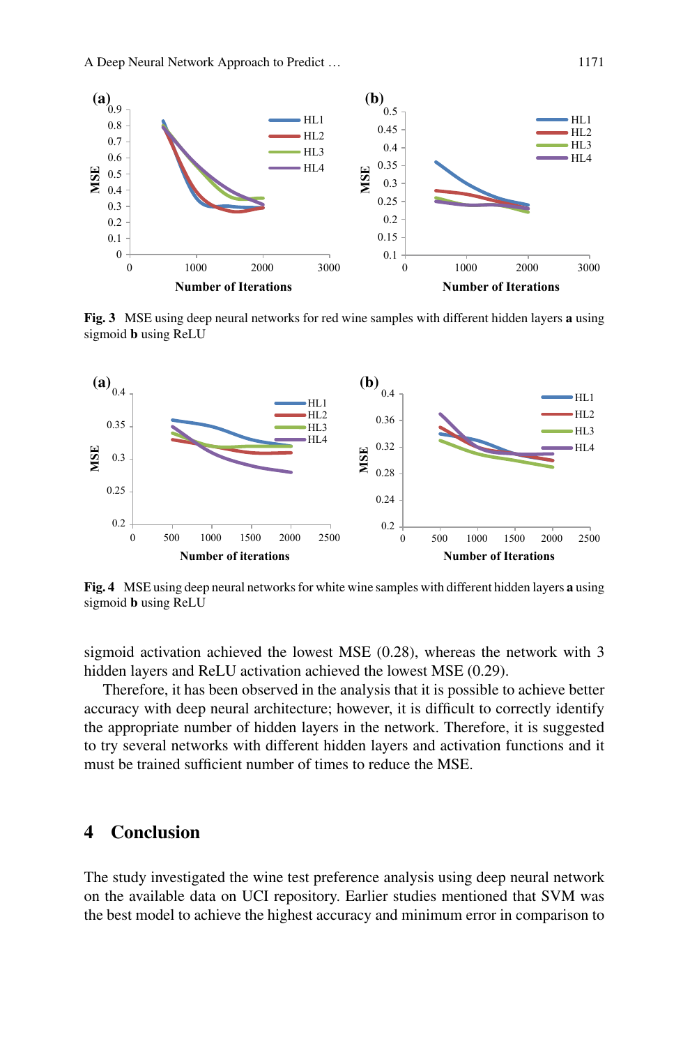Fig. 3 MSE using deep neural networks for red wine samples with different hidden layers **a** using sigmoid **b** using ReLU

Fig. 4 MSE using deep neural networks for white wine samples with different hidden layers **a** using sigmoid **b** using ReLU

sigmoid activation achieved the lowest MSE (0.28), whereas the network with 3 hidden layers and ReLU activation achieved the lowest MSE (0.29).

Therefore, it has been observed in the analysis that it is possible to achieve better accuracy with deep neural architecture; however, it is difficult to correctly identify the appropriate number of hidden layers in the network. Therefore, it is suggested to try several networks with different hidden layers and activation functions and it must be trained sufficient number of times to reduce the MSE.

## 4 Conclusion

The study investigated the wine test preference analysis using deep neural network on the available data on UCI repository. Earlier studies mentioned that SVM was the best model to achieve the highest accuracy and minimum error in comparison to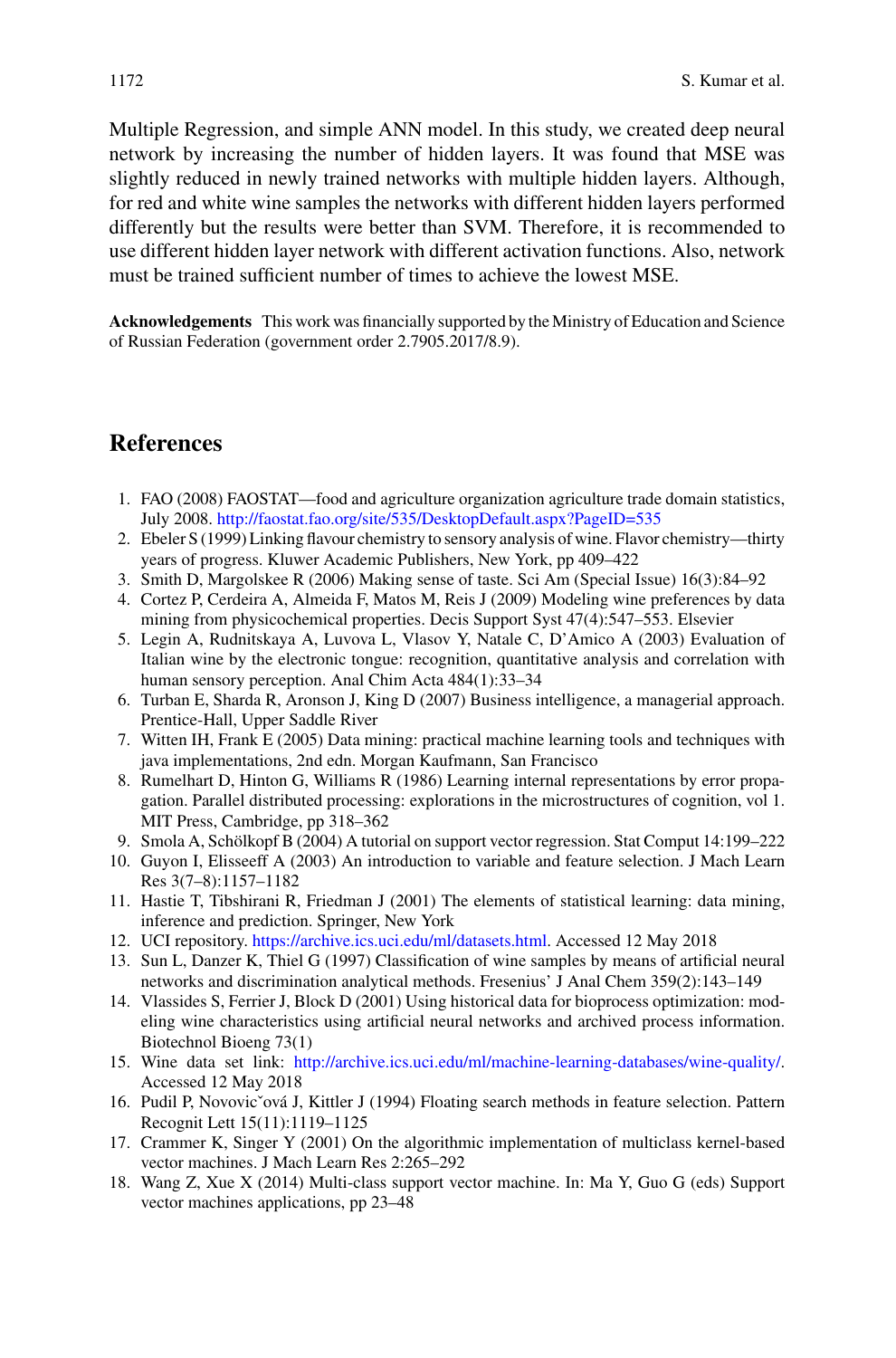Multiple Regression, and simple ANN model. In this study, we created deep neural network by increasing the number of hidden layers. It was found that MSE was slightly reduced in newly trained networks with multiple hidden layers. Although, for red and white wine samples the networks with different hidden layers performed differently but the results were better than SVM. Therefore, it is recommended to use different hidden layer network with different activation functions. Also, network must be trained sufficient number of times to achieve the lowest MSE.

**Acknowledgements** This work was financially supported by the Ministry of Education and Science of Russian Federation (government order 2.7905.2017/8.9).

## References

1. FAO (2008) FAOSTAT—food and agriculture organization agriculture trade domain statistics, July 2008. http://faostat.fao.org/site/535/DesktopDefault.aspx?PageID=535
2. Ebeler S (1999) Linking flavour chemistry to sensory analysis of wine. Flavor chemistry—thirty years of progress. Kluwer Academic Publishers, New York, pp 409–422
3. Smith D, Margolskee R (2006) Making sense of taste. Sci Am (Special Issue) 16(3):84–92
4. Cortez P, Cerdeira A, Almeida F, Matos M, Reis J (2009) Modeling wine preferences by data mining from physicochemical properties. Decis Support Syst 47(4):547–553. Elsevier
5. Legin A, Rudnitskaya A, Luvova L, Vlasov Y, Natale C, D'Amico A (2003) Evaluation of Italian wine by the electronic tongue: recognition, quantitative analysis and correlation with human sensory perception. Anal Chim Acta 484(1):33–34
6. Turban E, Sharda R, Aronson J, King D (2007) Business intelligence, a managerial approach. Prentice-Hall, Upper Saddle River
7. Witten IH, Frank E (2005) Data mining: practical machine learning tools and techniques with java implementations, 2nd edn. Morgan Kaufmann, San Francisco
8. Rumelhart D, Hinton G, Williams R (1986) Learning internal representations by error propagation. Parallel distributed processing: explorations in the microstructures of cognition, vol 1. MIT Press, Cambridge, pp 318–362
9. Smola A, Schölkopf B (2004) A tutorial on support vector regression. Stat Comput 14:199–222
10. Guyon I, Elisseeff A (2003) An introduction to variable and feature selection. J Mach Learn Res 3(7–8):1157–1182
11. Hastie T, Tibshirani R, Friedman J (2001) The elements of statistical learning: data mining, inference and prediction. Springer, New York
12. UCI repository. https://archive.ics.uci.edu/ml/datasets.html. Accessed 12 May 2018
13. Sun L, Danzer K, Thiel G (1997) Classification of wine samples by means of artificial neural networks and discrimination analytical methods. Fresenius' J Anal Chem 359(2):143–149
14. Vlassides S, Ferrier J, Block D (2001) Using historical data for bioprocess optimization: modeling wine characteristics using artificial neural networks and archived process information. Biotechnol Bioeng 73(1)
15. Wine data set link: http://archive.ics.uci.edu/ml/machine-learning-databases/wine-quality/. Accessed 12 May 2018
16. Pudil P, Novovičová J, Kittler J (1994) Floating search methods in feature selection. Pattern Recognit Lett 15(11):1119–1125
17. Crammer K, Singer Y (2001) On the algorithmic implementation of multiclass kernel-based vector machines. J Mach Learn Res 2:265–292
18. Wang Z, Xue X (2014) Multi-class support vector machine. In: Ma Y, Guo G (eds) Support vector machines applications, pp 23–48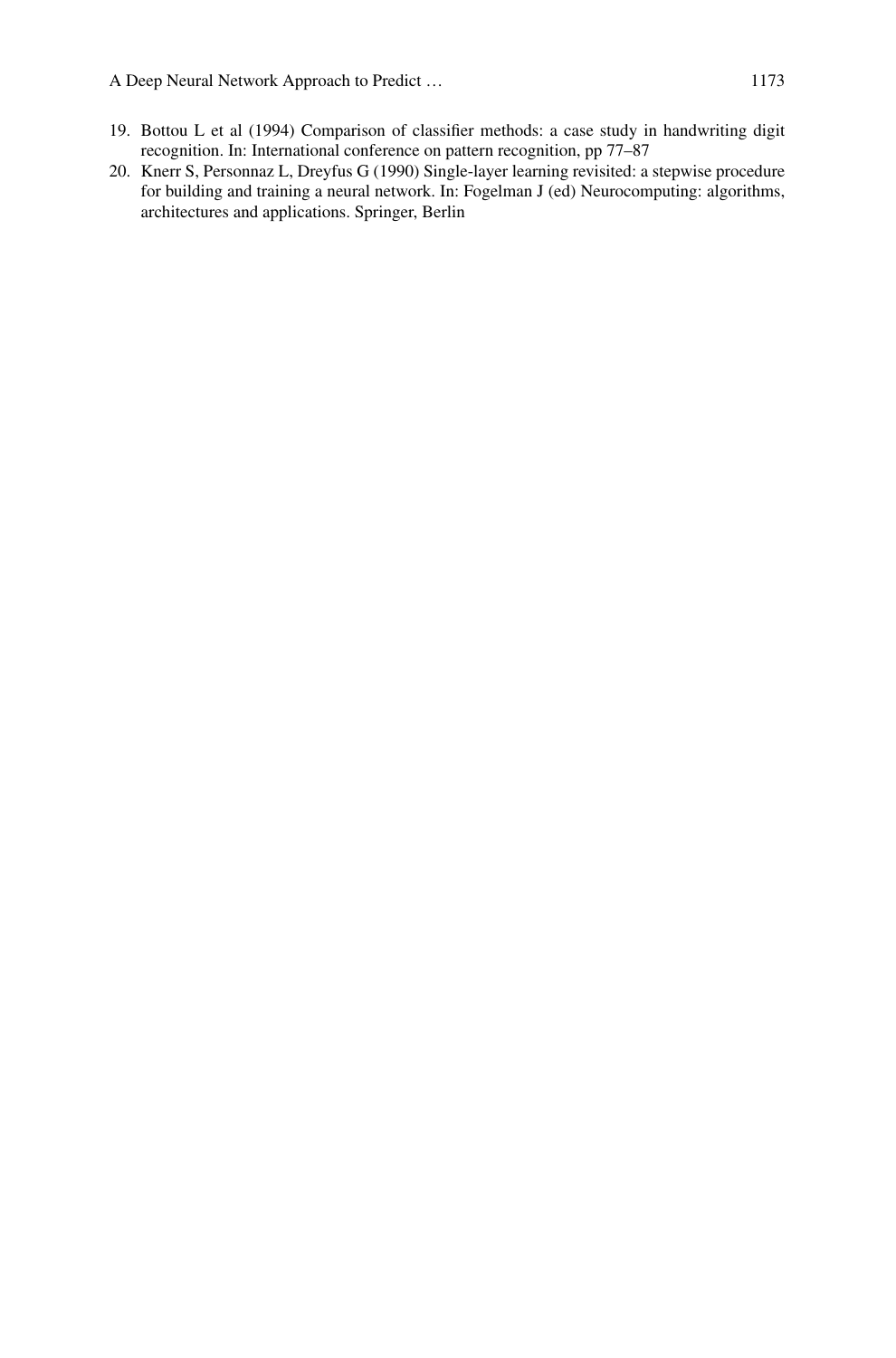19. Bottou L et al (1994) Comparison of classifier methods: a case study in handwriting digit recognition. In: International conference on pattern recognition, pp 77–87
20. Knerr S, Personnaz L, Dreyfus G (1990) Single-layer learning revisited: a stepwise procedure for building and training a neural network. In: Fogelman J (ed) Neurocomputing: algorithms, architectures and applications. Springer, Berlin